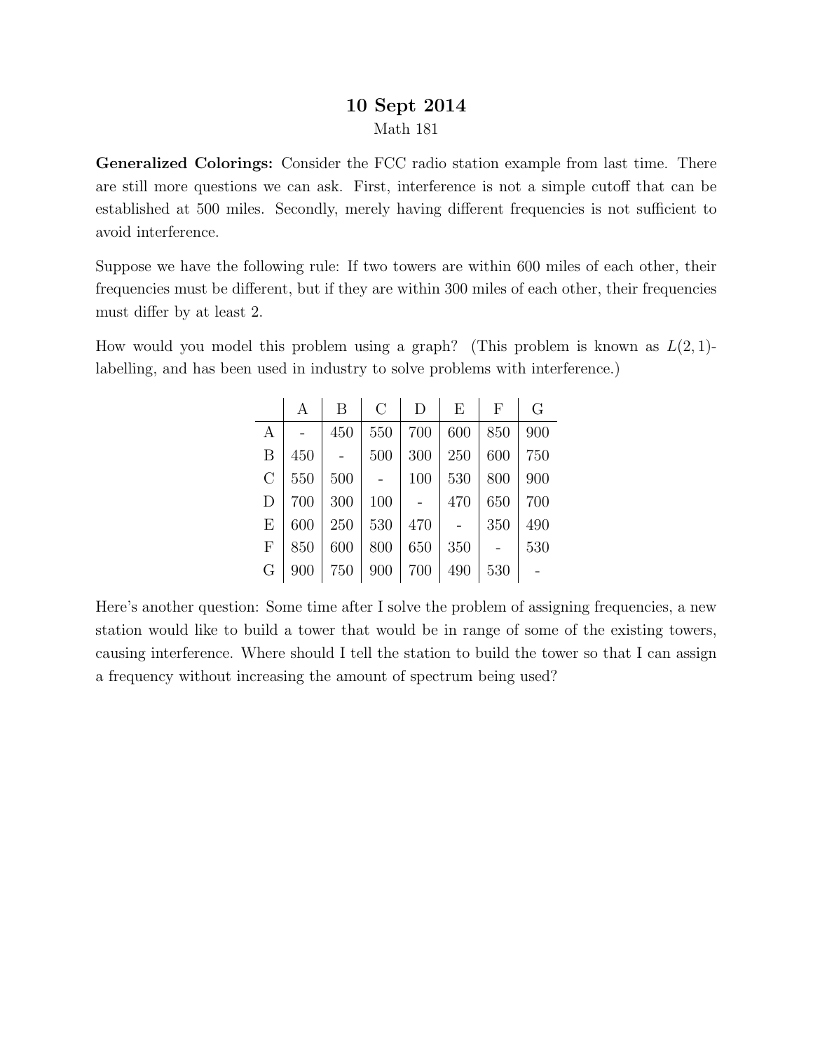# 10 Sept 2014

Math 181

**Generalized Colorings:** Consider the FCC radio station example from last time. There are still more questions we can ask. First, interference is not a simple cutoff that can be established at 500 miles. Secondly, merely having different frequencies is not sufficient to avoid interference.

Suppose we have the following rule: If two towers are within 600 miles of each other, their frequencies must be different, but if they are within 300 miles of each other, their frequencies must differ by at least 2.

How would you model this problem using a graph? (This problem is known as $L(2,1)$-labelling, and has been used in industry to solve problems with interference.)

| | A | B | C | D | E | F | G |
|---|---|---|---|---|---|---|---|
| A | - | 450 | 550 | 700 | 600 | 850 | 900 |
| B | 450 | - | 500 | 300 | 250 | 600 | 750 |
| C | 550 | 500 | - | 100 | 530 | 800 | 900 |
| D | 700 | 300 | 100 | - | 470 | 650 | 700 |
| E | 600 | 250 | 530 | 470 | - | 350 | 490 |
| F | 850 | 600 | 800 | 650 | 350 | - | 530 |
| G | 900 | 750 | 900 | 700 | 490 | 530 | - |

Here's another question: Some time after I solve the problem of assigning frequencies, a new station would like to build a tower that would be in range of some of the existing towers, causing interference. Where should I tell the station to build the tower so that I can assign a frequency without increasing the amount of spectrum being used?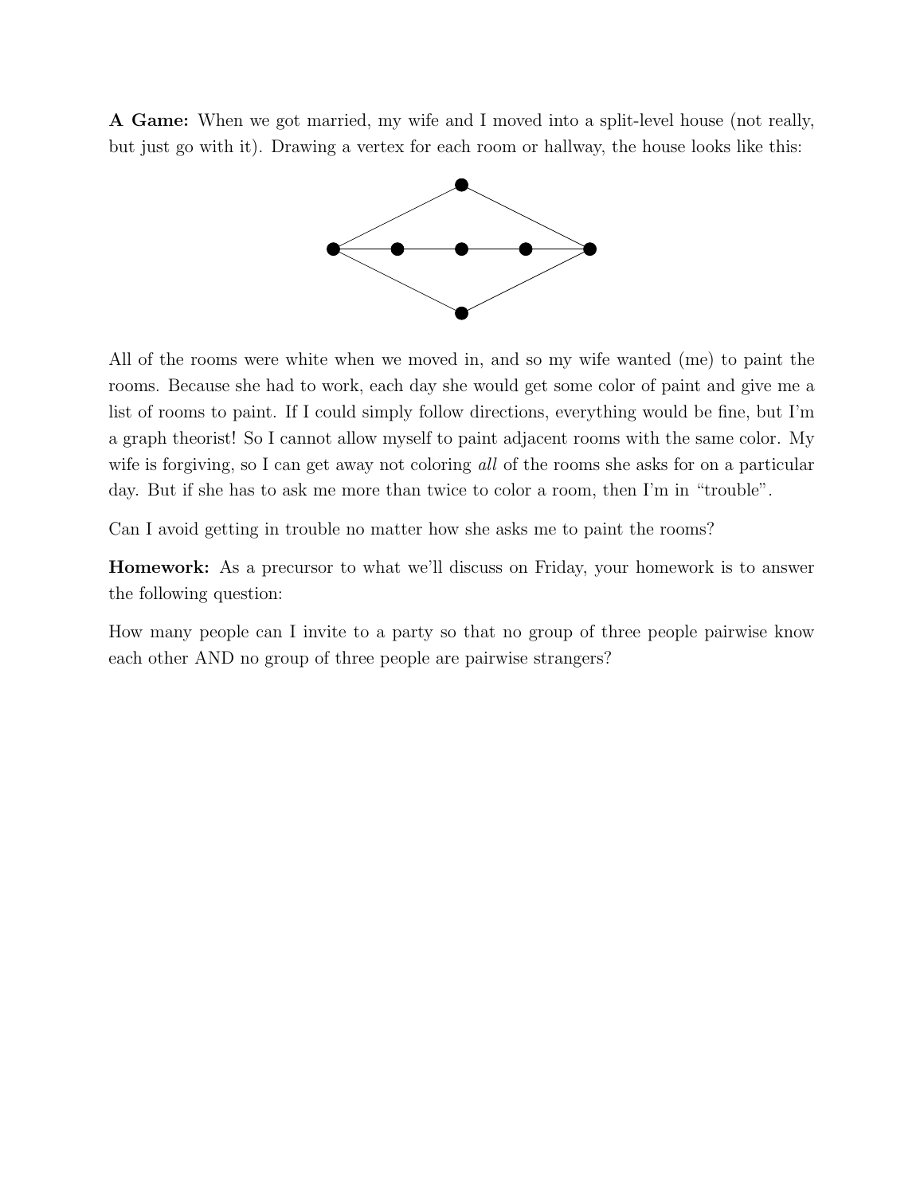**A Game:** When we got married, my wife and I moved into a split-level house (not really, but just go with it). Drawing a vertex for each room or hallway, the house looks like this:

All of the rooms were white when we moved in, and so my wife wanted (me) to paint the rooms. Because she had to work, each day she would get some color of paint and give me a list of rooms to paint. If I could simply follow directions, everything would be fine, but I'm a graph theorist! So I cannot allow myself to paint adjacent rooms with the same color. My wife is forgiving, so I can get away not coloring *all* of the rooms she asks for on a particular day. But if she has to ask me more than twice to color a room, then I'm in "trouble".

Can I avoid getting in trouble no matter how she asks me to paint the rooms?

**Homework:** As a precursor to what we'll discuss on Friday, your homework is to answer the following question:

How many people can I invite to a party so that no group of three people pairwise know each other AND no group of three people are pairwise strangers?